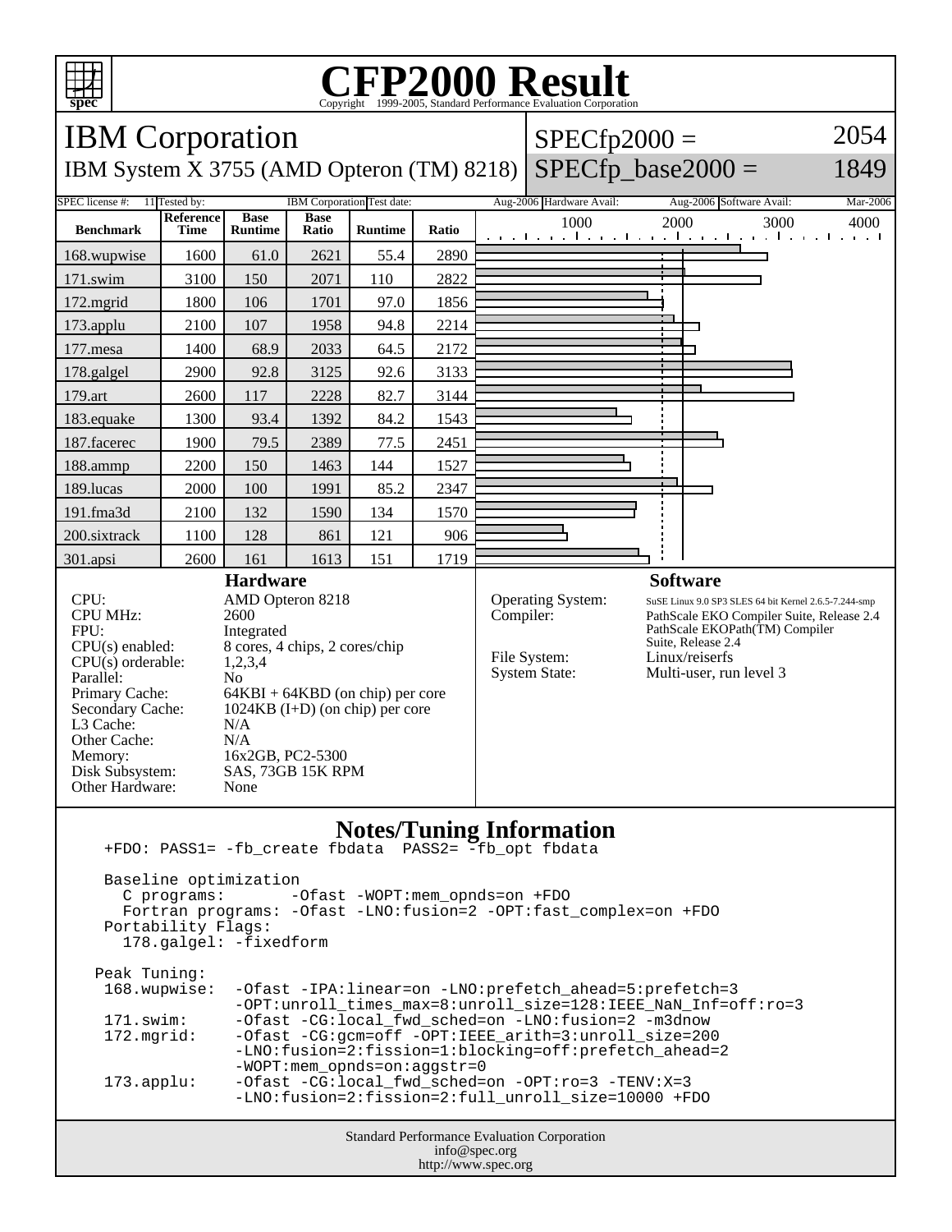# CFP2000 Result

Copyright 1999-2005, Standard Performance Evaluation Corporation

## IBM Corporation

IBM System X 3755 (AMD Opteron (TM) 8218)

SPECfp2000 = 2054

SPECfp_base2000 = 1849

| SPEC license #: | 11 | Tested by: | IBM Corporation | Test date: | Aug-2006 | Hardware Avail: | Aug-2006 | Software Avail: | Mar-2006 |
|---|---|---|---|---|---|---|---|---|---|

| Benchmark | Reference Time | Base Runtime | Base Ratio | Runtime | Ratio |
|---|---|---|---|---|---|
| 168.wupwise | 1600 | 61.0 | 2621 | 55.4 | 2890 |
| 171.swim | 3100 | 150 | 2071 | 110 | 2822 |
| 172.mgrid | 1800 | 106 | 1701 | 97.0 | 1856 |
| 173.applu | 2100 | 107 | 1958 | 94.8 | 2214 |
| 177.mesa | 1400 | 68.9 | 2033 | 64.5 | 2172 |
| 178.galgel | 2900 | 92.8 | 3125 | 92.6 | 3133 |
| 179.art | 2600 | 117 | 2228 | 82.7 | 3144 |
| 183.equake | 1300 | 93.4 | 1392 | 84.2 | 1543 |
| 187.facerec | 1900 | 79.5 | 2389 | 77.5 | 2451 |
| 188.ammp | 2200 | 150 | 1463 | 144 | 1527 |
| 189.lucas | 2000 | 100 | 1991 | 85.2 | 2347 |
| 191.fma3d | 2100 | 132 | 1590 | 134 | 1570 |
| 200.sixtrack | 1100 | 128 | 861 | 121 | 906 |
| 301.apsi | 2600 | 161 | 1613 | 151 | 1719 |

### Hardware

| | |
|---|---|
| CPU: | AMD Opteron 8218 |
| CPU MHz: | 2600 |
| FPU: | Integrated |
| CPU(s) enabled: | 8 cores, 4 chips, 2 cores/chip |
| CPU(s) orderable: | 1,2,3,4 |
| Parallel: | No |
| Primary Cache: | 64KBI + 64KBD (on chip) per core |
| Secondary Cache: | 1024KB (I+D) (on chip) per core |
| L3 Cache: | N/A |
| Other Cache: | N/A |
| Memory: | 16x2GB, PC2-5300 |
| Disk Subsystem: | SAS, 73GB 15K RPM |
| Other Hardware: | None |

### Software

| | |
|---|---|
| Operating System: | SuSE Linux 9.0 SP3 SLES 64 bit Kernel 2.6.5-7.244-smp |
| Compiler: | PathScale EKO Compiler Suite, Release 2.4 PathScale EKOPath(TM) Compiler Suite, Release 2.4 |
| File System: | Linux/reiserfs |
| System State: | Multi-user, run level 3 |

### Notes/Tuning Information

```
+FDO: PASS1= -fb_create fbdata  PASS2= -fb_opt fbdata

Baseline optimization
  C programs:       -Ofast -WOPT:mem_opnds=on +FDO
  Fortran programs: -Ofast -LNO:fusion=2 -OPT:fast_complex=on +FDO
Portability Flags:
  178.galgel: -fixedform

Peak Tuning:
 168.wupwise:  -Ofast -IPA:linear=on -LNO:prefetch_ahead=5:prefetch=3
               -OPT:unroll_times_max=8:unroll_size=128:IEEE_NaN_Inf=off:ro=3
 171.swim:     -Ofast -CG:local_fwd_sched=on -LNO:fusion=2 -m3dnow
 172.mgrid:    -Ofast -CG:gcm=off -OPT:IEEE_arith=3:unroll_size=200
               -LNO:fusion=2:fission=1:blocking=off:prefetch_ahead=2
               -WOPT:mem_opnds=on:aggstr=0
 173.applu:    -Ofast -CG:local_fwd_sched=on -OPT:ro=3 -TENV:X=3
               -LNO:fusion=2:fission=2:full_unroll_size=10000 +FDO
```

Standard Performance Evaluation Corporation
info@spec.org
http://www.spec.org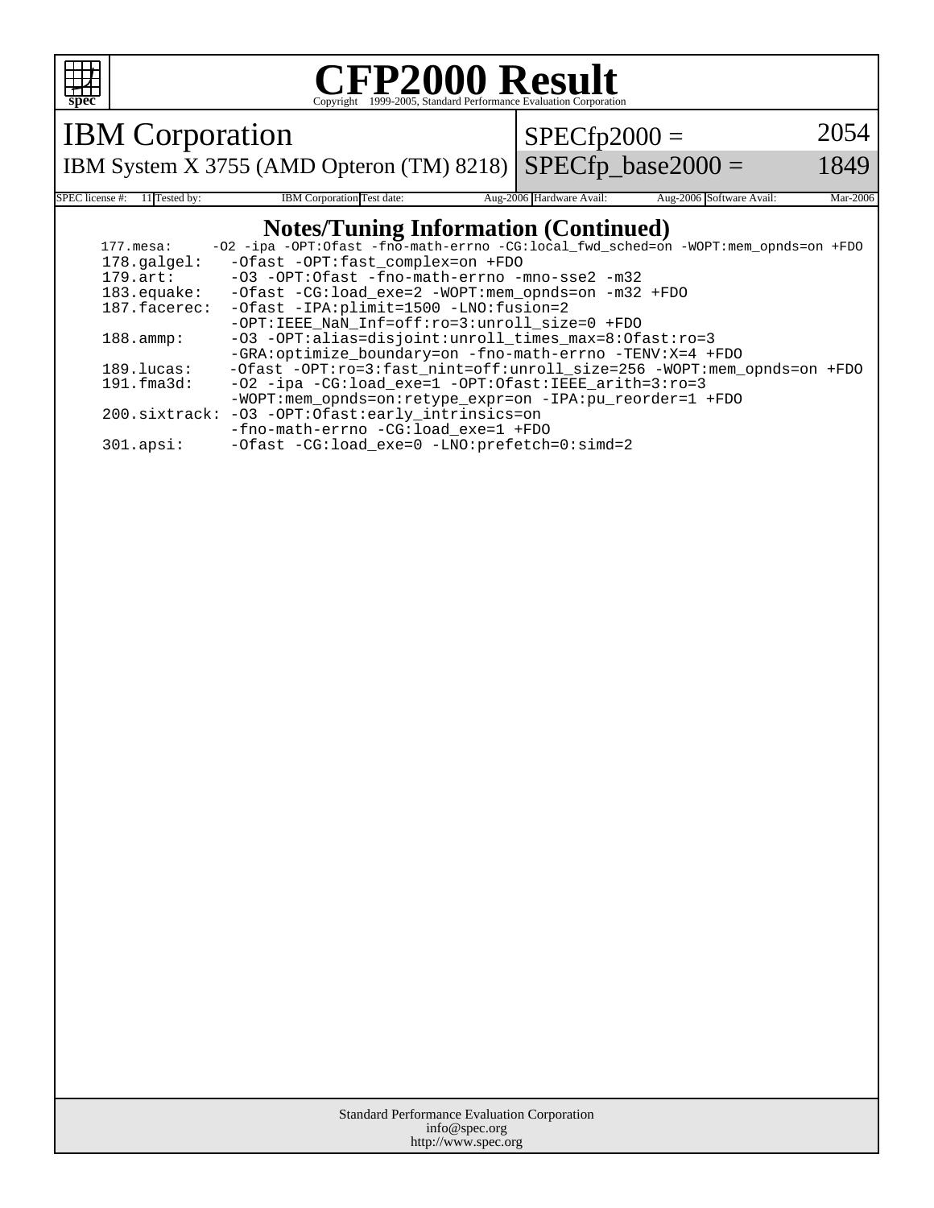# CFP2000 Result

Copyright 1999-2005, Standard Performance Evaluation Corporation

| IBM Corporation | SPECfp2000 = | 2054 |
|---|---|---|
| IBM System X 3755 (AMD Opteron (TM) 8218) | SPECfp_base2000 = | 1849 |

| SPEC license #: | 11 | Tested by: | IBM Corporation | Test date: | Aug-2006 | Hardware Avail: | Aug-2006 | Software Avail: | Mar-2006 |
|---|---|---|---|---|---|---|---|---|---|

## Notes/Tuning Information (Continued)

```
177.mesa:      -O2 -ipa -OPT:Ofast -fno-math-errno -CG:local_fwd_sched=on -WOPT:mem_opnds=on +FDO
178.galgel:    -Ofast -OPT:fast_complex=on +FDO
179.art:       -O3 -OPT:Ofast -fno-math-errno -mno-sse2 -m32
183.equake:    -Ofast -CG:load_exe=2 -WOPT:mem_opnds=on -m32 +FDO
187.facerec:   -Ofast -IPA:plimit=1500 -LNO:fusion=2
               -OPT:IEEE_NaN_Inf=off:ro=3:unroll_size=0 +FDO
188.ammp:      -O3 -OPT:alias=disjoint:unroll_times_max=8:Ofast:ro=3
               -GRA:optimize_boundary=on -fno-math-errno -TENV:X=4 +FDO
189.lucas:     -Ofast -OPT:ro=3:fast_nint=off:unroll_size=256 -WOPT:mem_opnds=on +FDO
191.fma3d:     -O2 -ipa -CG:load_exe=1 -OPT:Ofast:IEEE_arith=3:ro=3
               -WOPT:mem_opnds=on:retype_expr=on -IPA:pu_reorder=1 +FDO
200.sixtrack:  -O3 -OPT:Ofast:early_intrinsics=on
               -fno-math-errno -CG:load_exe=1 +FDO
301.apsi:      -Ofast -CG:load_exe=0 -LNO:prefetch=0:simd=2
```

Standard Performance Evaluation Corporation
info@spec.org
http://www.spec.org